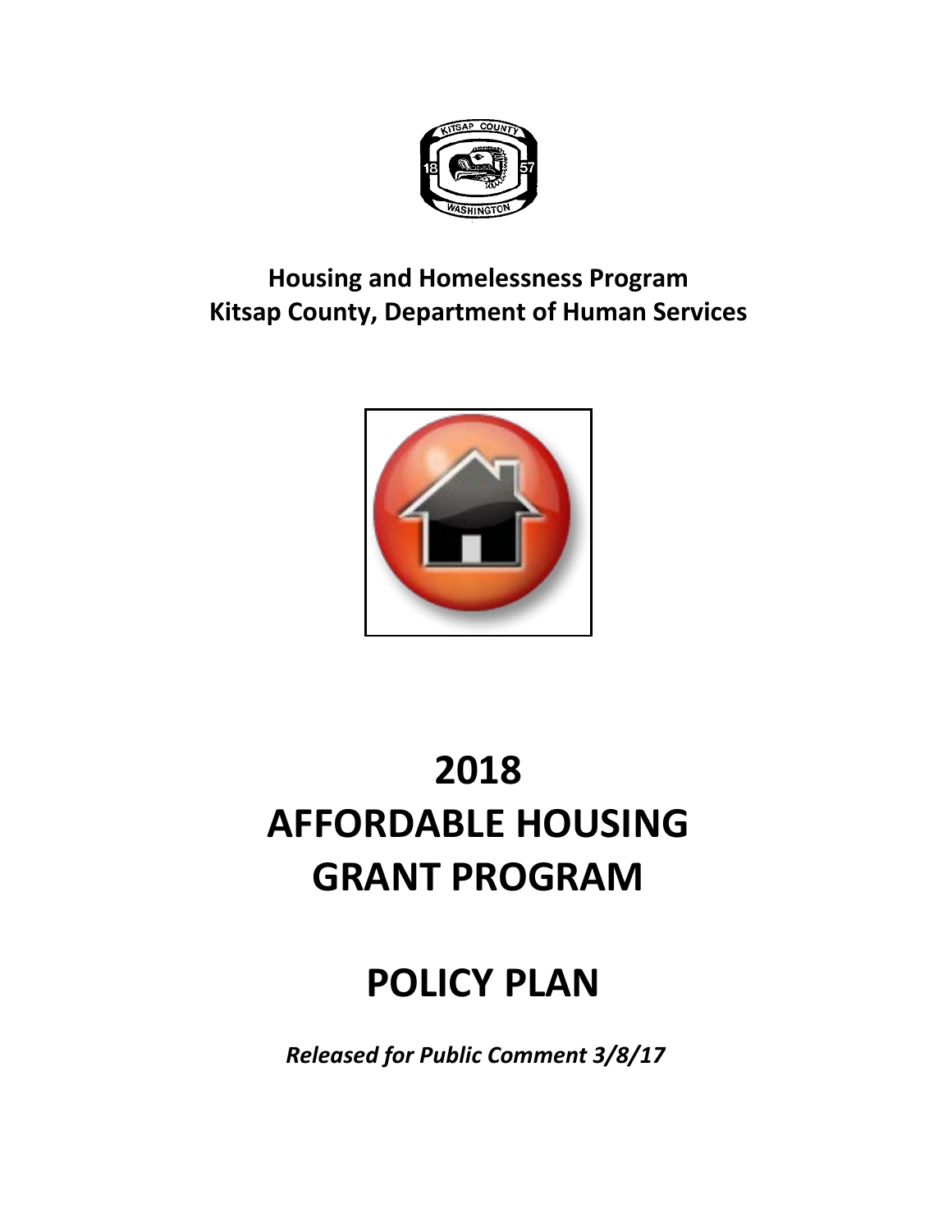**Housing and Homelessness Program**
**Kitsap County, Department of Human Services**

# 2018
# AFFORDABLE HOUSING
# GRANT PROGRAM

# POLICY PLAN

***Released for Public Comment 3/8/17***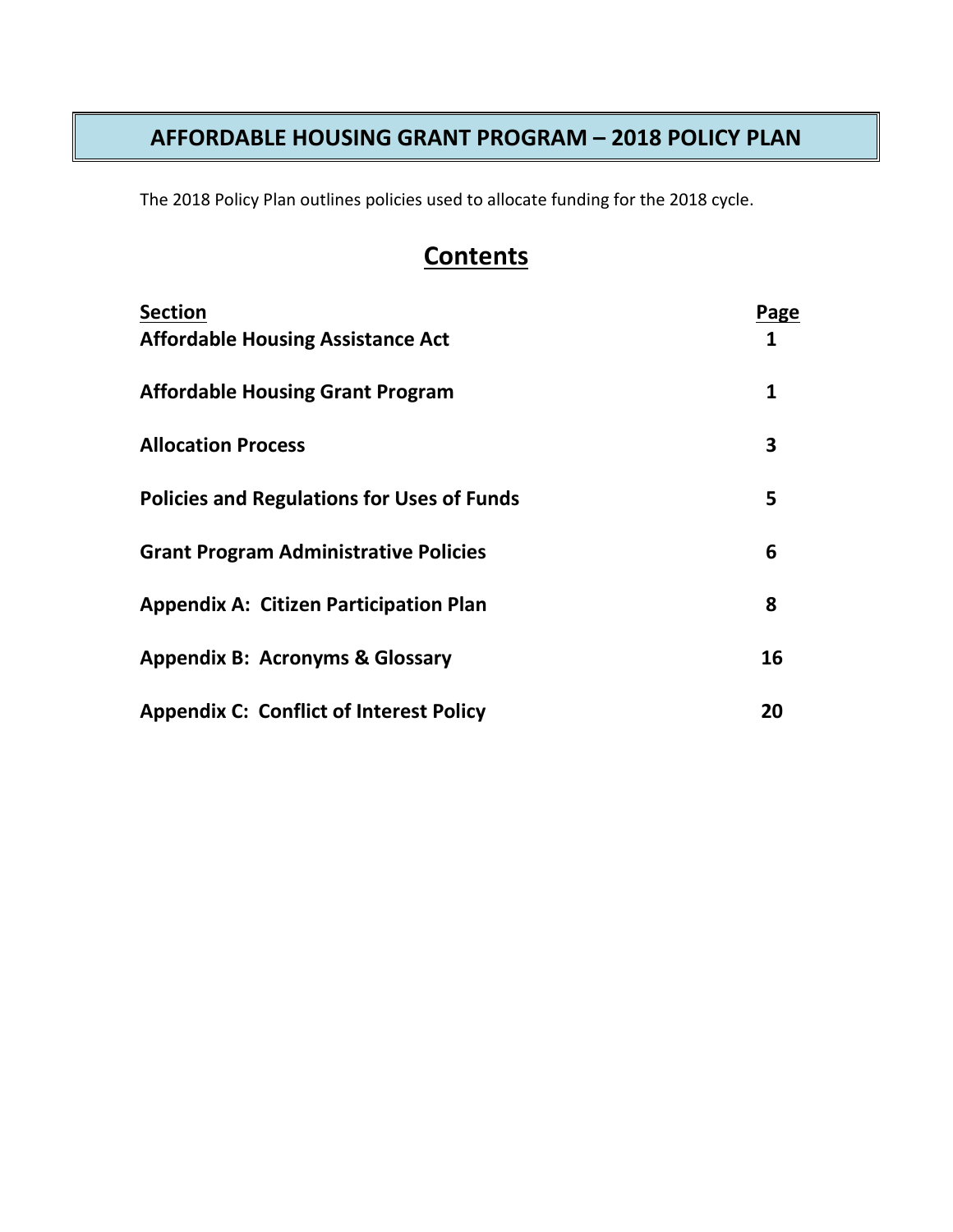# AFFORDABLE HOUSING GRANT PROGRAM – 2018 POLICY PLAN

The 2018 Policy Plan outlines policies used to allocate funding for the 2018 cycle.

## Contents

| Section | Page |
|---|---|
| **Affordable Housing Assistance Act** | **1** |
| **Affordable Housing Grant Program** | **1** |
| **Allocation Process** | **3** |
| **Policies and Regulations for Uses of Funds** | **5** |
| **Grant Program Administrative Policies** | **6** |
| **Appendix A: Citizen Participation Plan** | **8** |
| **Appendix B: Acronyms & Glossary** | **16** |
| **Appendix C: Conflict of Interest Policy** | **20** |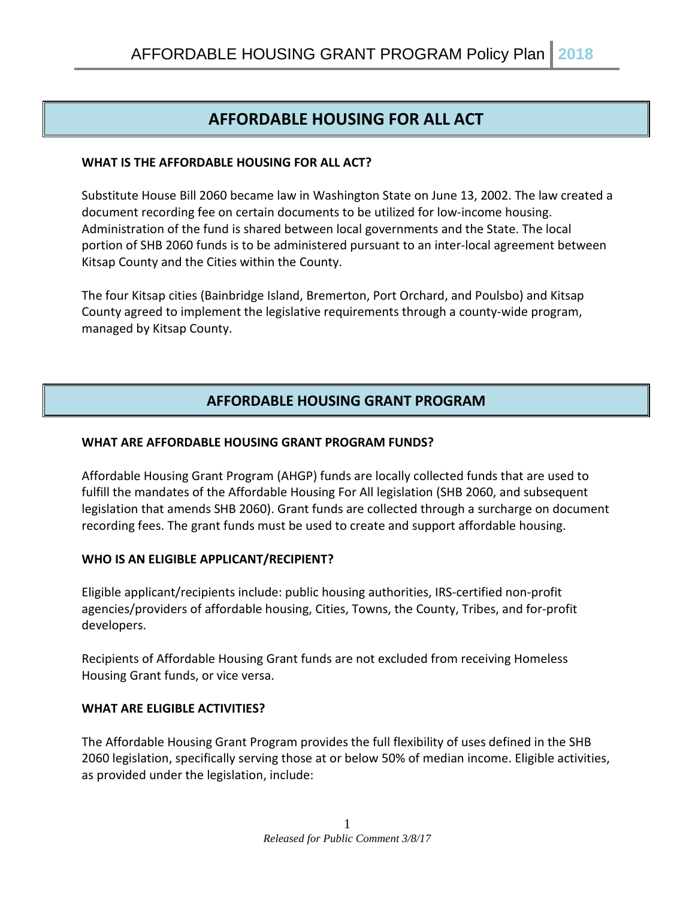## AFFORDABLE HOUSING FOR ALL ACT

**WHAT IS THE AFFORDABLE HOUSING FOR ALL ACT?**

Substitute House Bill 2060 became law in Washington State on June 13, 2002. The law created a document recording fee on certain documents to be utilized for low-income housing. Administration of the fund is shared between local governments and the State. The local portion of SHB 2060 funds is to be administered pursuant to an inter-local agreement between Kitsap County and the Cities within the County.

The four Kitsap cities (Bainbridge Island, Bremerton, Port Orchard, and Poulsbo) and Kitsap County agreed to implement the legislative requirements through a county-wide program, managed by Kitsap County.

## AFFORDABLE HOUSING GRANT PROGRAM

**WHAT ARE AFFORDABLE HOUSING GRANT PROGRAM FUNDS?**

Affordable Housing Grant Program (AHGP) funds are locally collected funds that are used to fulfill the mandates of the Affordable Housing For All legislation (SHB 2060, and subsequent legislation that amends SHB 2060). Grant funds are collected through a surcharge on document recording fees. The grant funds must be used to create and support affordable housing.

**WHO IS AN ELIGIBLE APPLICANT/RECIPIENT?**

Eligible applicant/recipients include: public housing authorities, IRS-certified non-profit agencies/providers of affordable housing, Cities, Towns, the County, Tribes, and for-profit developers.

Recipients of Affordable Housing Grant funds are not excluded from receiving Homeless Housing Grant funds, or vice versa.

**WHAT ARE ELIGIBLE ACTIVITIES?**

The Affordable Housing Grant Program provides the full flexibility of uses defined in the SHB 2060 legislation, specifically serving those at or below 50% of median income. Eligible activities, as provided under the legislation, include: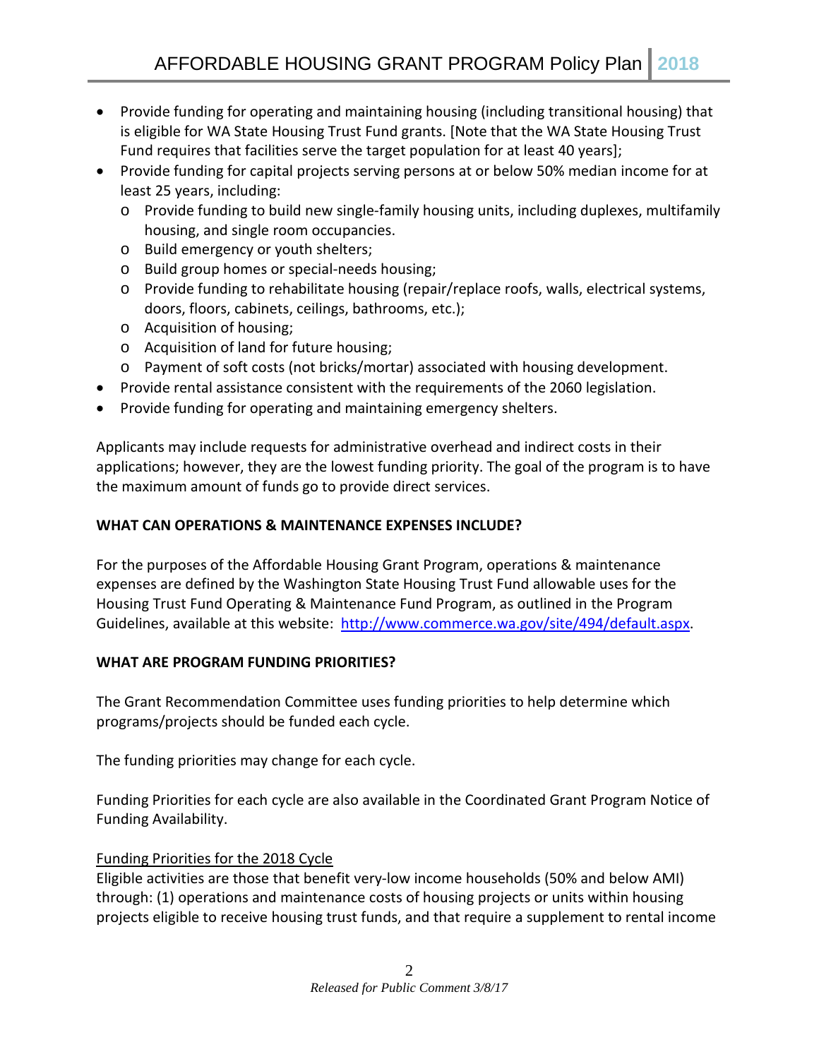- Provide funding for operating and maintaining housing (including transitional housing) that is eligible for WA State Housing Trust Fund grants. [Note that the WA State Housing Trust Fund requires that facilities serve the target population for at least 40 years];
- Provide funding for capital projects serving persons at or below 50% median income for at least 25 years, including:
  - Provide funding to build new single-family housing units, including duplexes, multifamily housing, and single room occupancies.
  - Build emergency or youth shelters;
  - Build group homes or special-needs housing;
  - Provide funding to rehabilitate housing (repair/replace roofs, walls, electrical systems, doors, floors, cabinets, ceilings, bathrooms, etc.);
  - Acquisition of housing;
  - Acquisition of land for future housing;
  - Payment of soft costs (not bricks/mortar) associated with housing development.
- Provide rental assistance consistent with the requirements of the 2060 legislation.
- Provide funding for operating and maintaining emergency shelters.

Applicants may include requests for administrative overhead and indirect costs in their applications; however, they are the lowest funding priority. The goal of the program is to have the maximum amount of funds go to provide direct services.

**WHAT CAN OPERATIONS & MAINTENANCE EXPENSES INCLUDE?**

For the purposes of the Affordable Housing Grant Program, operations & maintenance expenses are defined by the Washington State Housing Trust Fund allowable uses for the Housing Trust Fund Operating & Maintenance Fund Program, as outlined in the Program Guidelines, available at this website: http://www.commerce.wa.gov/site/494/default.aspx.

**WHAT ARE PROGRAM FUNDING PRIORITIES?**

The Grant Recommendation Committee uses funding priorities to help determine which programs/projects should be funded each cycle.

The funding priorities may change for each cycle.

Funding Priorities for each cycle are also available in the Coordinated Grant Program Notice of Funding Availability.

Funding Priorities for the 2018 Cycle

Eligible activities are those that benefit very-low income households (50% and below AMI) through: (1) operations and maintenance costs of housing projects or units within housing projects eligible to receive housing trust funds, and that require a supplement to rental income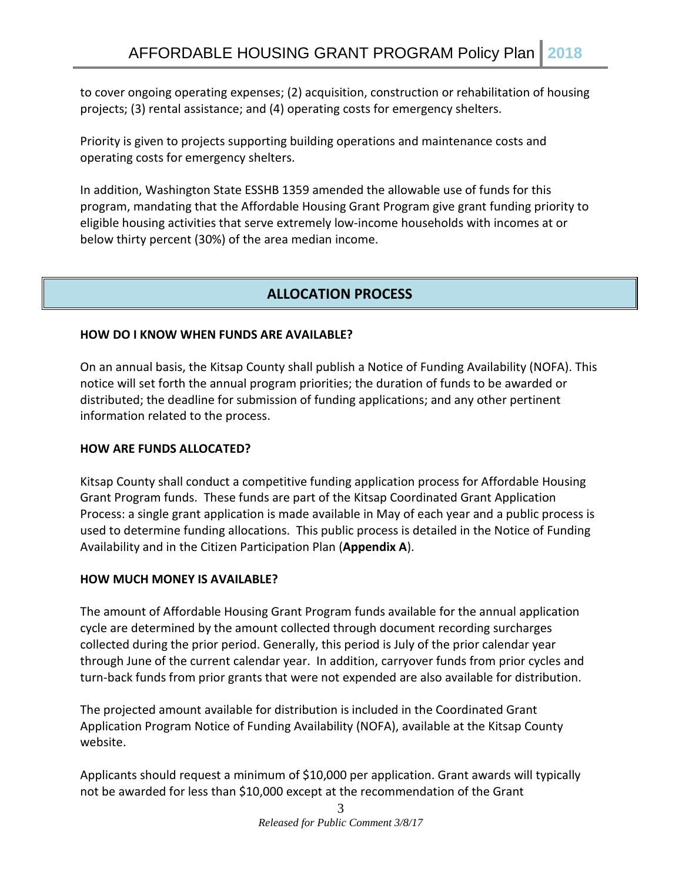to cover ongoing operating expenses; (2) acquisition, construction or rehabilitation of housing projects; (3) rental assistance; and (4) operating costs for emergency shelters.

Priority is given to projects supporting building operations and maintenance costs and operating costs for emergency shelters.

In addition, Washington State ESSHB 1359 amended the allowable use of funds for this program, mandating that the Affordable Housing Grant Program give grant funding priority to eligible housing activities that serve extremely low-income households with incomes at or below thirty percent (30%) of the area median income.

## ALLOCATION PROCESS

### HOW DO I KNOW WHEN FUNDS ARE AVAILABLE?

On an annual basis, the Kitsap County shall publish a Notice of Funding Availability (NOFA). This notice will set forth the annual program priorities; the duration of funds to be awarded or distributed; the deadline for submission of funding applications; and any other pertinent information related to the process.

### HOW ARE FUNDS ALLOCATED?

Kitsap County shall conduct a competitive funding application process for Affordable Housing Grant Program funds. These funds are part of the Kitsap Coordinated Grant Application Process: a single grant application is made available in May of each year and a public process is used to determine funding allocations. This public process is detailed in the Notice of Funding Availability and in the Citizen Participation Plan (**Appendix A**).

### HOW MUCH MONEY IS AVAILABLE?

The amount of Affordable Housing Grant Program funds available for the annual application cycle are determined by the amount collected through document recording surcharges collected during the prior period. Generally, this period is July of the prior calendar year through June of the current calendar year. In addition, carryover funds from prior cycles and turn-back funds from prior grants that were not expended are also available for distribution.

The projected amount available for distribution is included in the Coordinated Grant Application Program Notice of Funding Availability (NOFA), available at the Kitsap County website.

Applicants should request a minimum of $10,000 per application. Grant awards will typically not be awarded for less than $10,000 except at the recommendation of the Grant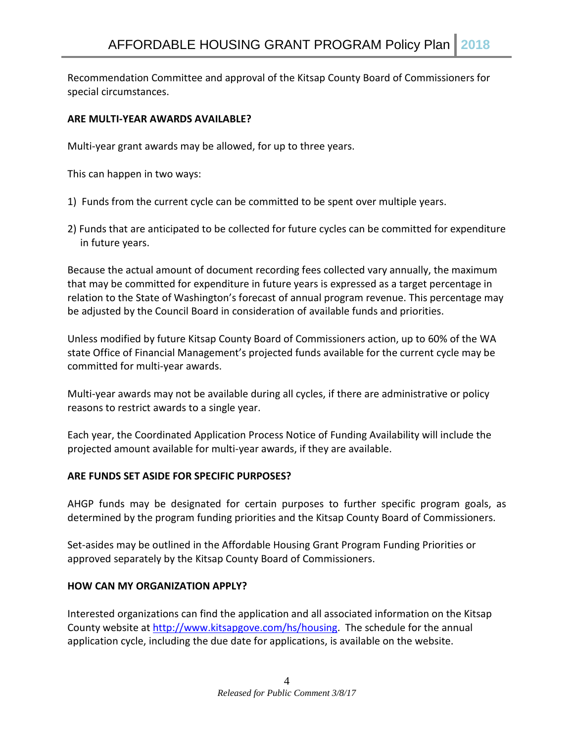Recommendation Committee and approval of the Kitsap County Board of Commissioners for special circumstances.

**ARE MULTI-YEAR AWARDS AVAILABLE?**

Multi-year grant awards may be allowed, for up to three years.

This can happen in two ways:

1) Funds from the current cycle can be committed to be spent over multiple years.

2) Funds that are anticipated to be collected for future cycles can be committed for expenditure in future years.

Because the actual amount of document recording fees collected vary annually, the maximum that may be committed for expenditure in future years is expressed as a target percentage in relation to the State of Washington's forecast of annual program revenue. This percentage may be adjusted by the Council Board in consideration of available funds and priorities.

Unless modified by future Kitsap County Board of Commissioners action, up to 60% of the WA state Office of Financial Management's projected funds available for the current cycle may be committed for multi-year awards.

Multi-year awards may not be available during all cycles, if there are administrative or policy reasons to restrict awards to a single year.

Each year, the Coordinated Application Process Notice of Funding Availability will include the projected amount available for multi-year awards, if they are available.

**ARE FUNDS SET ASIDE FOR SPECIFIC PURPOSES?**

AHGP funds may be designated for certain purposes to further specific program goals, as determined by the program funding priorities and the Kitsap County Board of Commissioners.

Set-asides may be outlined in the Affordable Housing Grant Program Funding Priorities or approved separately by the Kitsap County Board of Commissioners.

**HOW CAN MY ORGANIZATION APPLY?**

Interested organizations can find the application and all associated information on the Kitsap County website at [http://www.kitsapgove.com/hs/housing](http://www.kitsapgove.com/hs/housing). The schedule for the annual application cycle, including the due date for applications, is available on the website.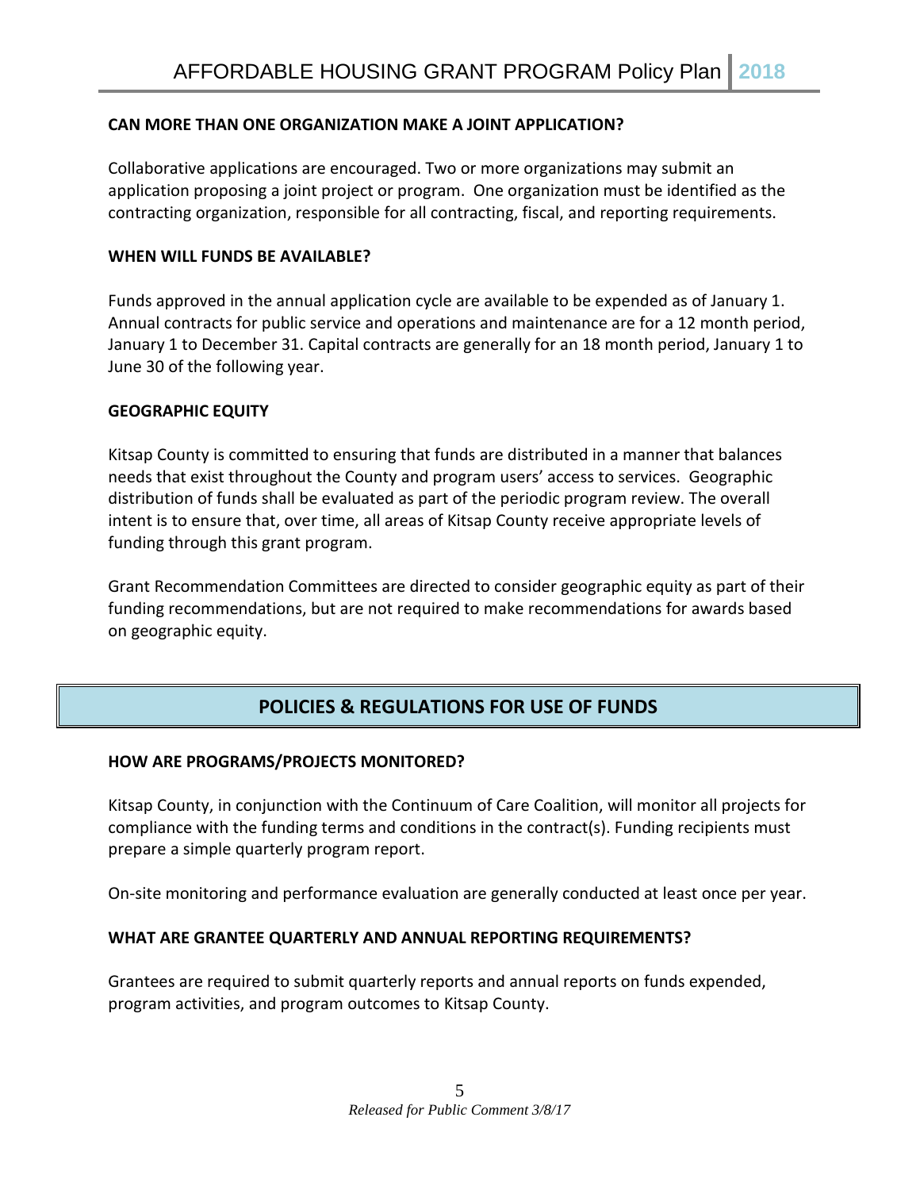### CAN MORE THAN ONE ORGANIZATION MAKE A JOINT APPLICATION?

Collaborative applications are encouraged. Two or more organizations may submit an application proposing a joint project or program. One organization must be identified as the contracting organization, responsible for all contracting, fiscal, and reporting requirements.

### WHEN WILL FUNDS BE AVAILABLE?

Funds approved in the annual application cycle are available to be expended as of January 1. Annual contracts for public service and operations and maintenance are for a 12 month period, January 1 to December 31. Capital contracts are generally for an 18 month period, January 1 to June 30 of the following year.

### GEOGRAPHIC EQUITY

Kitsap County is committed to ensuring that funds are distributed in a manner that balances needs that exist throughout the County and program users' access to services. Geographic distribution of funds shall be evaluated as part of the periodic program review. The overall intent is to ensure that, over time, all areas of Kitsap County receive appropriate levels of funding through this grant program.

Grant Recommendation Committees are directed to consider geographic equity as part of their funding recommendations, but are not required to make recommendations for awards based on geographic equity.

## POLICIES & REGULATIONS FOR USE OF FUNDS

### HOW ARE PROGRAMS/PROJECTS MONITORED?

Kitsap County, in conjunction with the Continuum of Care Coalition, will monitor all projects for compliance with the funding terms and conditions in the contract(s). Funding recipients must prepare a simple quarterly program report.

On-site monitoring and performance evaluation are generally conducted at least once per year.

### WHAT ARE GRANTEE QUARTERLY AND ANNUAL REPORTING REQUIREMENTS?

Grantees are required to submit quarterly reports and annual reports on funds expended, program activities, and program outcomes to Kitsap County.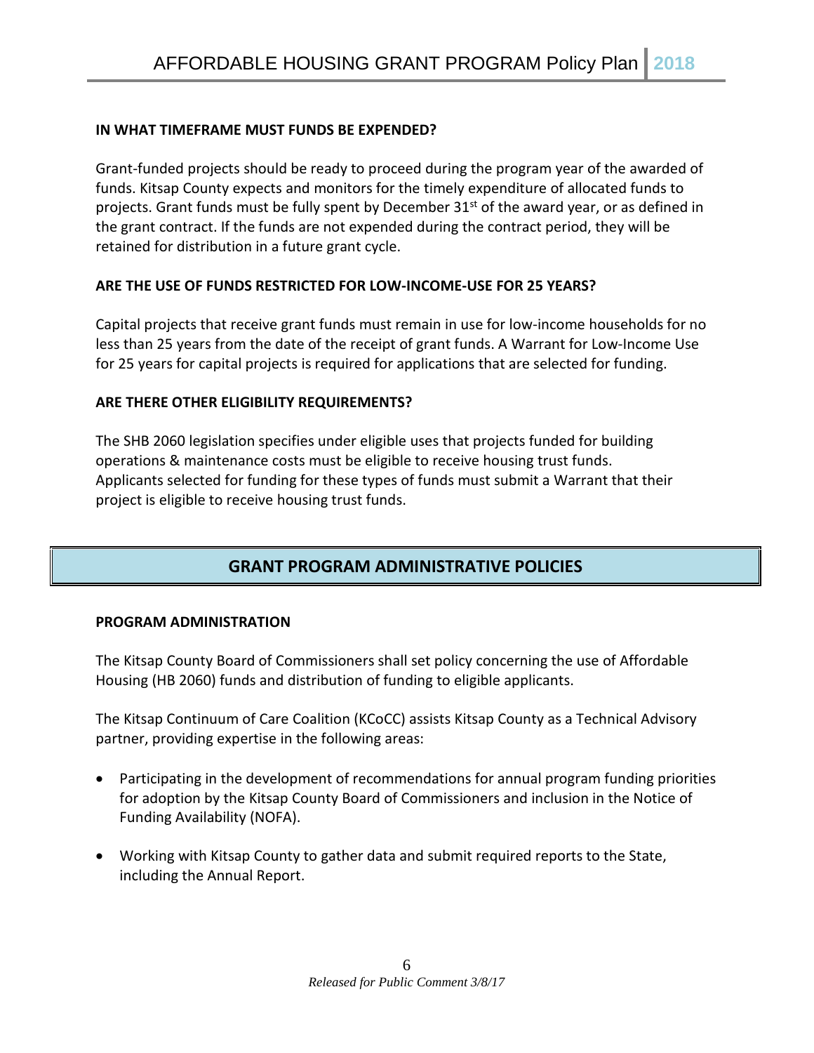### IN WHAT TIMEFRAME MUST FUNDS BE EXPENDED?

Grant-funded projects should be ready to proceed during the program year of the awarded of funds. Kitsap County expects and monitors for the timely expenditure of allocated funds to projects. Grant funds must be fully spent by December 31st of the award year, or as defined in the grant contract. If the funds are not expended during the contract period, they will be retained for distribution in a future grant cycle.

### ARE THE USE OF FUNDS RESTRICTED FOR LOW-INCOME-USE FOR 25 YEARS?

Capital projects that receive grant funds must remain in use for low-income households for no less than 25 years from the date of the receipt of grant funds. A Warrant for Low-Income Use for 25 years for capital projects is required for applications that are selected for funding.

### ARE THERE OTHER ELIGIBILITY REQUIREMENTS?

The SHB 2060 legislation specifies under eligible uses that projects funded for building operations & maintenance costs must be eligible to receive housing trust funds. Applicants selected for funding for these types of funds must submit a Warrant that their project is eligible to receive housing trust funds.

## GRANT PROGRAM ADMINISTRATIVE POLICIES

### PROGRAM ADMINISTRATION

The Kitsap County Board of Commissioners shall set policy concerning the use of Affordable Housing (HB 2060) funds and distribution of funding to eligible applicants.

The Kitsap Continuum of Care Coalition (KCoCC) assists Kitsap County as a Technical Advisory partner, providing expertise in the following areas:

- Participating in the development of recommendations for annual program funding priorities for adoption by the Kitsap County Board of Commissioners and inclusion in the Notice of Funding Availability (NOFA).
- Working with Kitsap County to gather data and submit required reports to the State, including the Annual Report.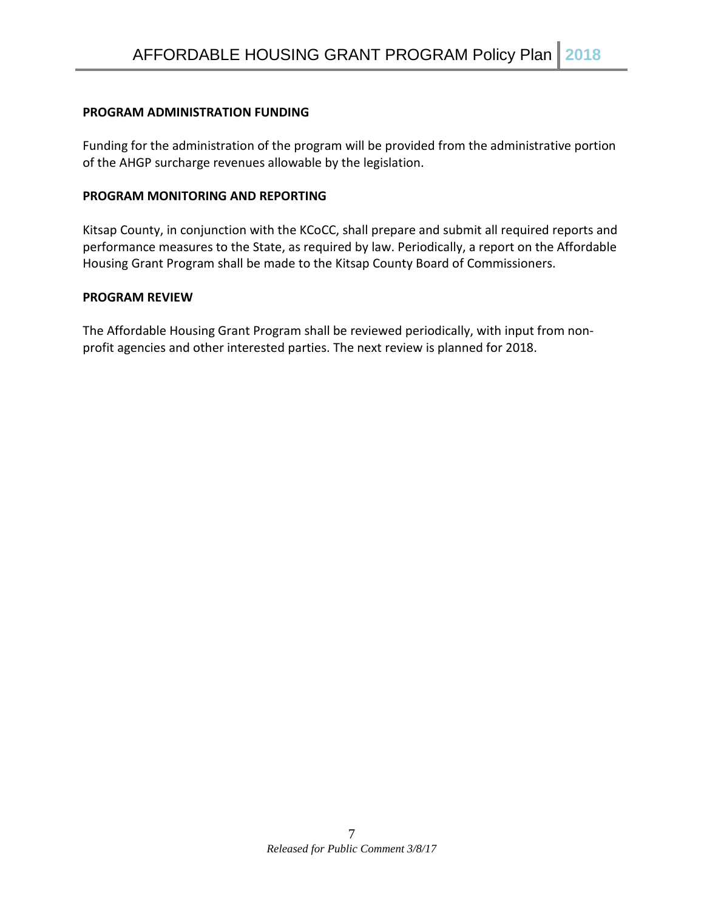**PROGRAM ADMINISTRATION FUNDING**

Funding for the administration of the program will be provided from the administrative portion of the AHGP surcharge revenues allowable by the legislation.

**PROGRAM MONITORING AND REPORTING**

Kitsap County, in conjunction with the KCoCC, shall prepare and submit all required reports and performance measures to the State, as required by law. Periodically, a report on the Affordable Housing Grant Program shall be made to the Kitsap County Board of Commissioners.

**PROGRAM REVIEW**

The Affordable Housing Grant Program shall be reviewed periodically, with input from non-profit agencies and other interested parties. The next review is planned for 2018.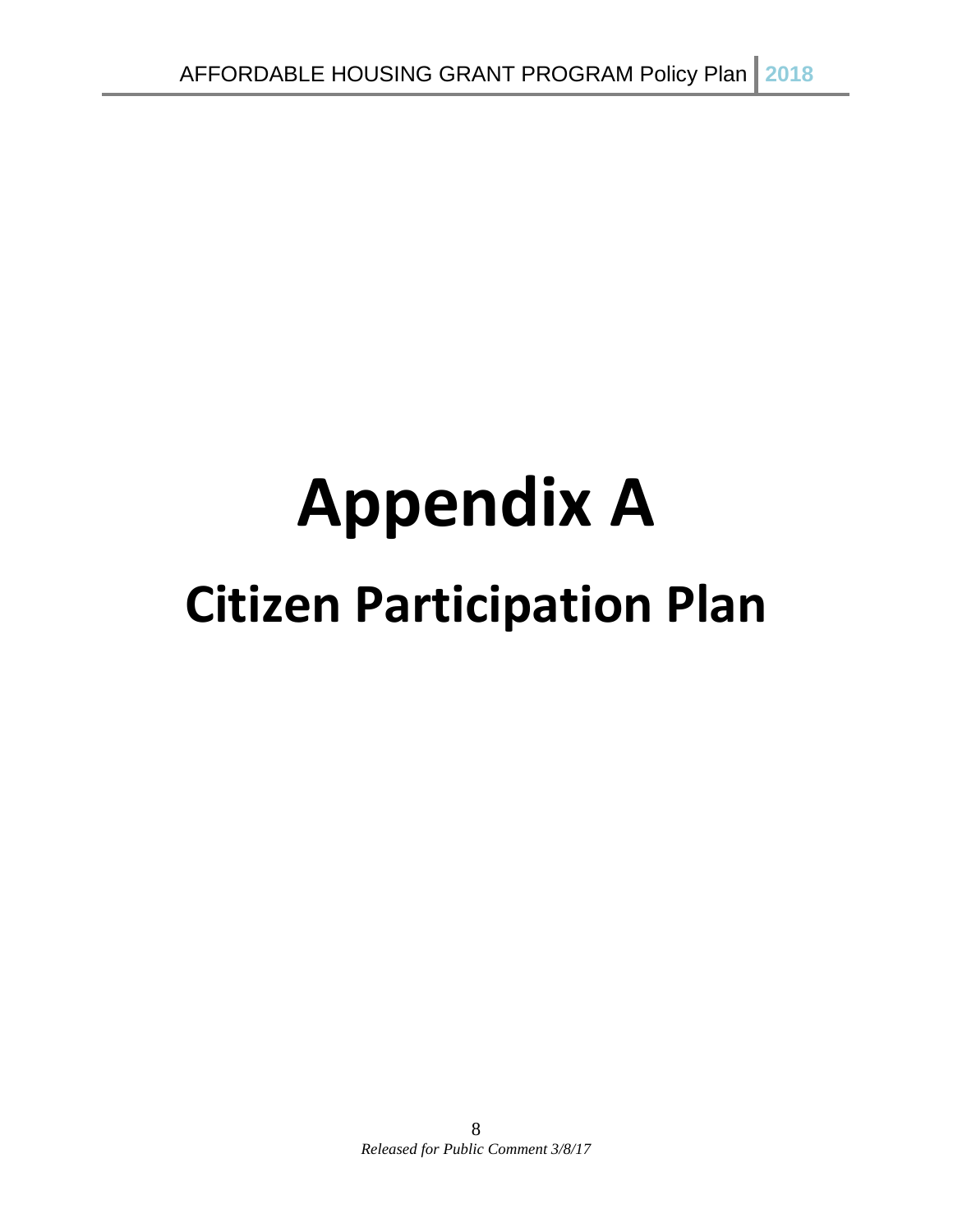# Appendix A

## Citizen Participation Plan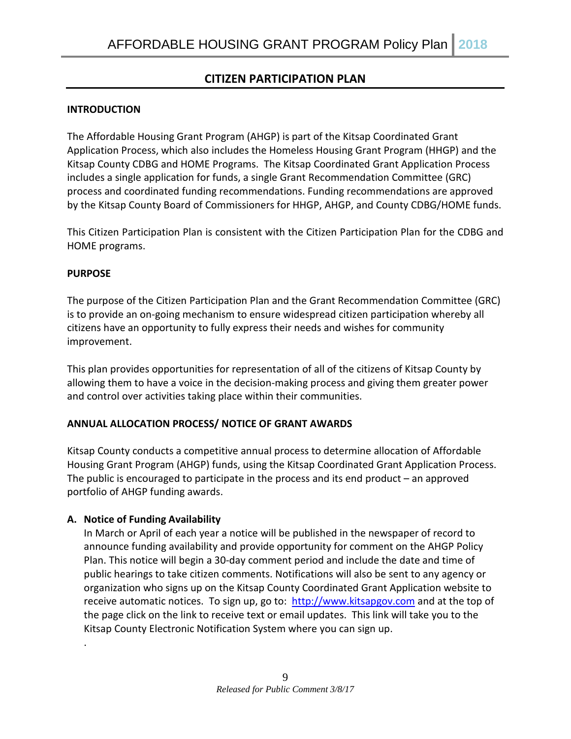## CITIZEN PARTICIPATION PLAN

### INTRODUCTION

The Affordable Housing Grant Program (AHGP) is part of the Kitsap Coordinated Grant Application Process, which also includes the Homeless Housing Grant Program (HHGP) and the Kitsap County CDBG and HOME Programs. The Kitsap Coordinated Grant Application Process includes a single application for funds, a single Grant Recommendation Committee (GRC) process and coordinated funding recommendations. Funding recommendations are approved by the Kitsap County Board of Commissioners for HHGP, AHGP, and County CDBG/HOME funds.

This Citizen Participation Plan is consistent with the Citizen Participation Plan for the CDBG and HOME programs.

### PURPOSE

The purpose of the Citizen Participation Plan and the Grant Recommendation Committee (GRC) is to provide an on-going mechanism to ensure widespread citizen participation whereby all citizens have an opportunity to fully express their needs and wishes for community improvement.

This plan provides opportunities for representation of all of the citizens of Kitsap County by allowing them to have a voice in the decision-making process and giving them greater power and control over activities taking place within their communities.

### ANNUAL ALLOCATION PROCESS/ NOTICE OF GRANT AWARDS

Kitsap County conducts a competitive annual process to determine allocation of Affordable Housing Grant Program (AHGP) funds, using the Kitsap Coordinated Grant Application Process. The public is encouraged to participate in the process and its end product – an approved portfolio of AHGP funding awards.

**A. Notice of Funding Availability**

In March or April of each year a notice will be published in the newspaper of record to announce funding availability and provide opportunity for comment on the AHGP Policy Plan. This notice will begin a 30-day comment period and include the date and time of public hearings to take citizen comments. Notifications will also be sent to any agency or organization who signs up on the Kitsap County Coordinated Grant Application website to receive automatic notices. To sign up, go to: [http://www.kitsapgov.com](http://www.kitsapgov.com) and at the top of the page click on the link to receive text or email updates. This link will take you to the Kitsap County Electronic Notification System where you can sign up.

*Released for Public Comment 3/8/17*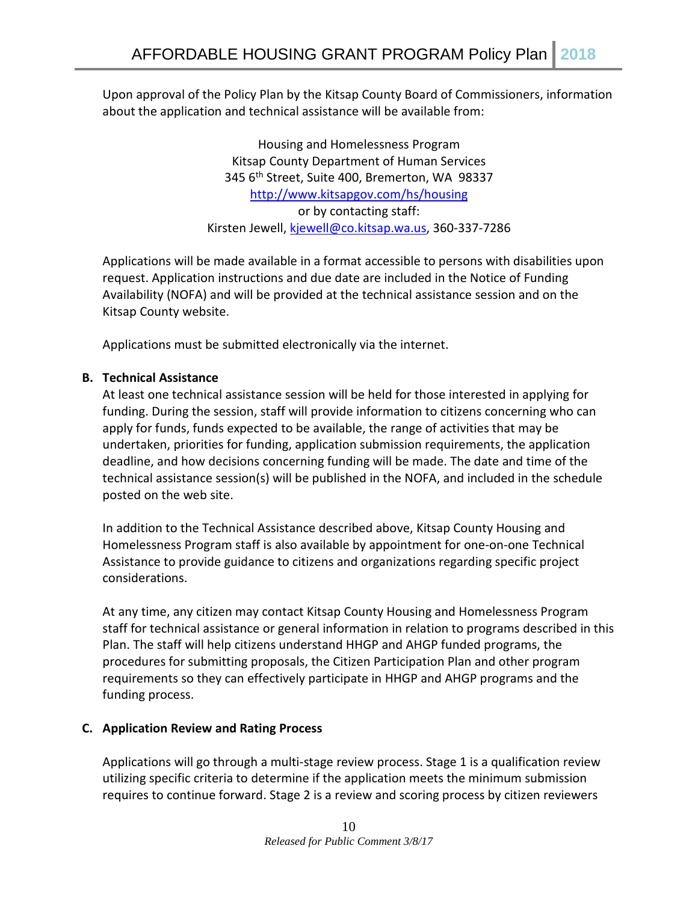Upon approval of the Policy Plan by the Kitsap County Board of Commissioners, information about the application and technical assistance will be available from:

Housing and Homelessness Program
Kitsap County Department of Human Services
345 6th Street, Suite 400, Bremerton, WA 98337
http://www.kitsapgov.com/hs/housing
or by contacting staff:
Kirsten Jewell, kjewell@co.kitsap.wa.us, 360-337-7286

Applications will be made available in a format accessible to persons with disabilities upon request. Application instructions and due date are included in the Notice of Funding Availability (NOFA) and will be provided at the technical assistance session and on the Kitsap County website.

Applications must be submitted electronically via the internet.

**B. Technical Assistance**

At least one technical assistance session will be held for those interested in applying for funding. During the session, staff will provide information to citizens concerning who can apply for funds, funds expected to be available, the range of activities that may be undertaken, priorities for funding, application submission requirements, the application deadline, and how decisions concerning funding will be made. The date and time of the technical assistance session(s) will be published in the NOFA, and included in the schedule posted on the web site.

In addition to the Technical Assistance described above, Kitsap County Housing and Homelessness Program staff is also available by appointment for one-on-one Technical Assistance to provide guidance to citizens and organizations regarding specific project considerations.

At any time, any citizen may contact Kitsap County Housing and Homelessness Program staff for technical assistance or general information in relation to programs described in this Plan. The staff will help citizens understand HHGP and AHGP funded programs, the procedures for submitting proposals, the Citizen Participation Plan and other program requirements so they can effectively participate in HHGP and AHGP programs and the funding process.

**C. Application Review and Rating Process**

Applications will go through a multi-stage review process. Stage 1 is a qualification review utilizing specific criteria to determine if the application meets the minimum submission requires to continue forward. Stage 2 is a review and scoring process by citizen reviewers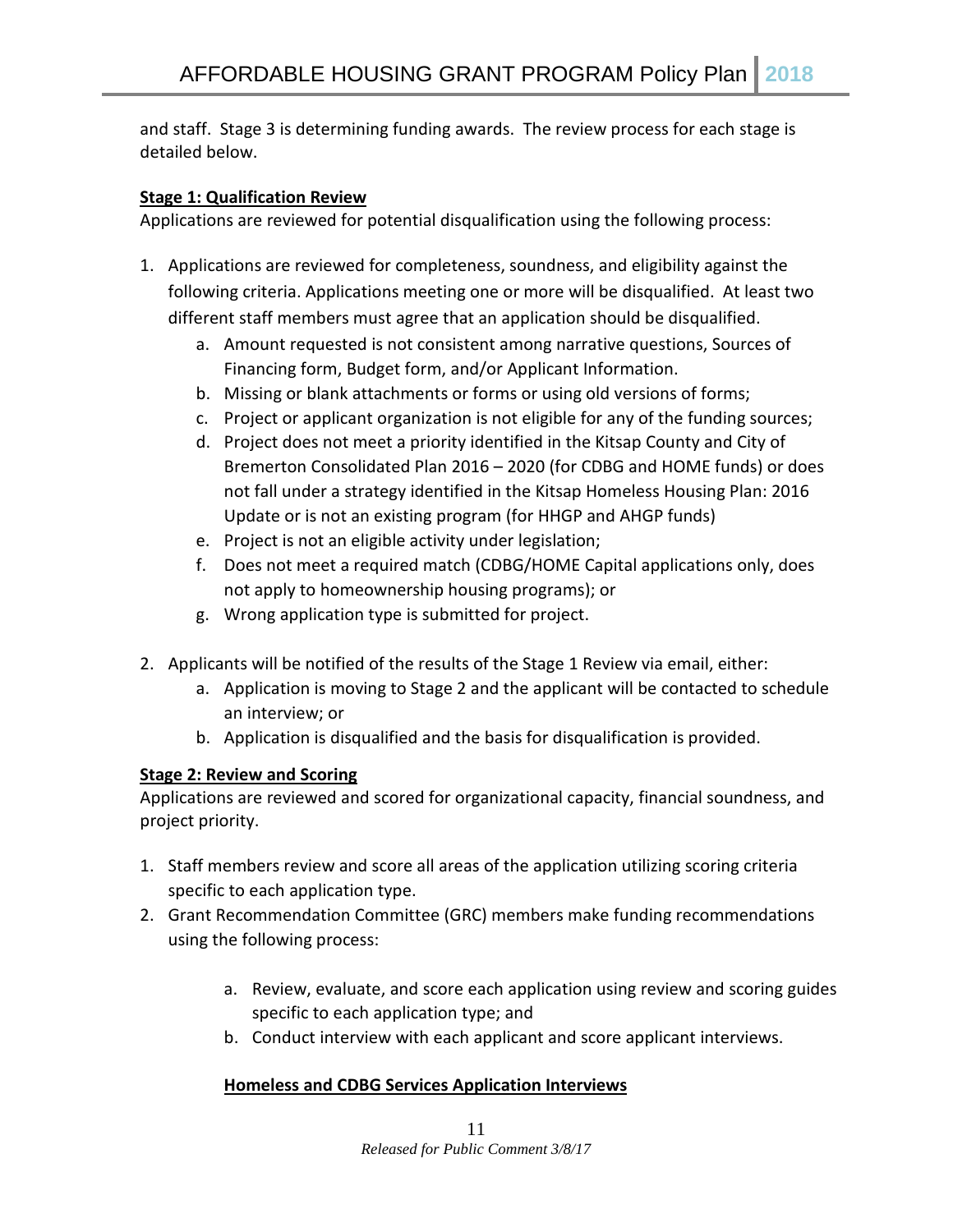and staff. Stage 3 is determining funding awards. The review process for each stage is detailed below.

**Stage 1: Qualification Review**

Applications are reviewed for potential disqualification using the following process:

1. Applications are reviewed for completeness, soundness, and eligibility against the following criteria. Applications meeting one or more will be disqualified. At least two different staff members must agree that an application should be disqualified.
    a. Amount requested is not consistent among narrative questions, Sources of Financing form, Budget form, and/or Applicant Information.
    b. Missing or blank attachments or forms or using old versions of forms;
    c. Project or applicant organization is not eligible for any of the funding sources;
    d. Project does not meet a priority identified in the Kitsap County and City of Bremerton Consolidated Plan 2016 – 2020 (for CDBG and HOME funds) or does not fall under a strategy identified in the Kitsap Homeless Housing Plan: 2016 Update or is not an existing program (for HHGP and AHGP funds)
    e. Project is not an eligible activity under legislation;
    f. Does not meet a required match (CDBG/HOME Capital applications only, does not apply to homeownership housing programs); or
    g. Wrong application type is submitted for project.

2. Applicants will be notified of the results of the Stage 1 Review via email, either:
    a. Application is moving to Stage 2 and the applicant will be contacted to schedule an interview; or
    b. Application is disqualified and the basis for disqualification is provided.

**Stage 2: Review and Scoring**

Applications are reviewed and scored for organizational capacity, financial soundness, and project priority.

1. Staff members review and score all areas of the application utilizing scoring criteria specific to each application type.
2. Grant Recommendation Committee (GRC) members make funding recommendations using the following process:
    a. Review, evaluate, and score each application using review and scoring guides specific to each application type; and
    b. Conduct interview with each applicant and score applicant interviews.

**Homeless and CDBG Services Application Interviews**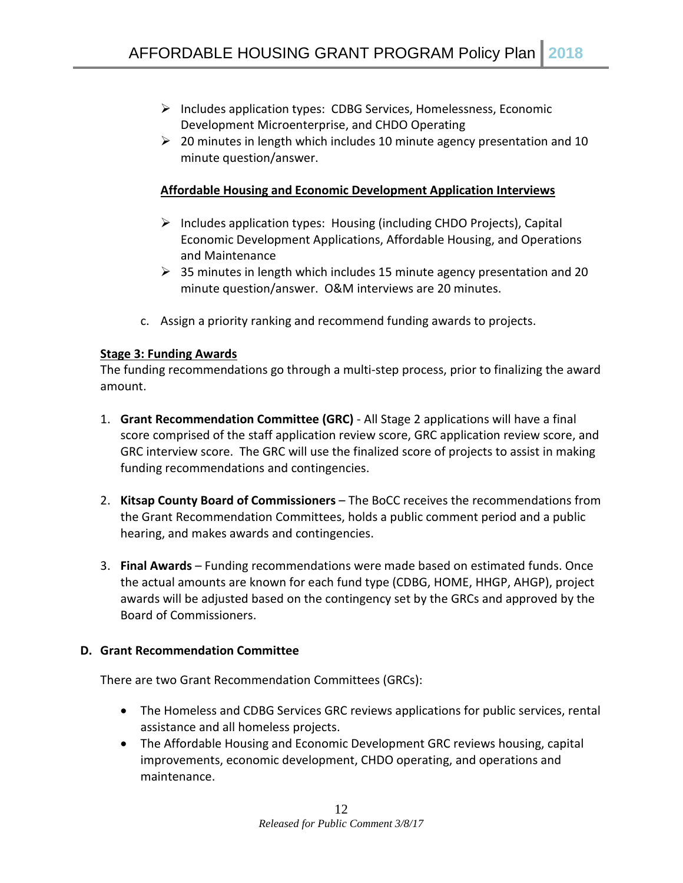- Includes application types: CDBG Services, Homelessness, Economic Development Microenterprise, and CHDO Operating
- 20 minutes in length which includes 10 minute agency presentation and 10 minute question/answer.

**Affordable Housing and Economic Development Application Interviews**

- Includes application types: Housing (including CHDO Projects), Capital Economic Development Applications, Affordable Housing, and Operations and Maintenance
- 35 minutes in length which includes 15 minute agency presentation and 20 minute question/answer. O&M interviews are 20 minutes.

c. Assign a priority ranking and recommend funding awards to projects.

**Stage 3: Funding Awards**

The funding recommendations go through a multi-step process, prior to finalizing the award amount.

1. **Grant Recommendation Committee (GRC)** - All Stage 2 applications will have a final score comprised of the staff application review score, GRC application review score, and GRC interview score. The GRC will use the finalized score of projects to assist in making funding recommendations and contingencies.

2. **Kitsap County Board of Commissioners** – The BoCC receives the recommendations from the Grant Recommendation Committees, holds a public comment period and a public hearing, and makes awards and contingencies.

3. **Final Awards** – Funding recommendations were made based on estimated funds. Once the actual amounts are known for each fund type (CDBG, HOME, HHGP, AHGP), project awards will be adjusted based on the contingency set by the GRCs and approved by the Board of Commissioners.

## D. Grant Recommendation Committee

There are two Grant Recommendation Committees (GRCs):

- The Homeless and CDBG Services GRC reviews applications for public services, rental assistance and all homeless projects.
- The Affordable Housing and Economic Development GRC reviews housing, capital improvements, economic development, CHDO operating, and operations and maintenance.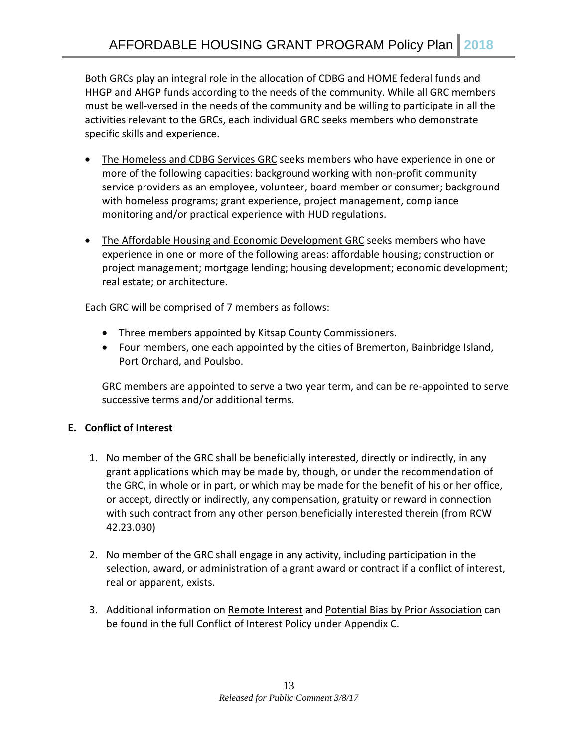Both GRCs play an integral role in the allocation of CDBG and HOME federal funds and HHGP and AHGP funds according to the needs of the community. While all GRC members must be well-versed in the needs of the community and be willing to participate in all the activities relevant to the GRCs, each individual GRC seeks members who demonstrate specific skills and experience.

- The Homeless and CDBG Services GRC seeks members who have experience in one or more of the following capacities: background working with non-profit community service providers as an employee, volunteer, board member or consumer; background with homeless programs; grant experience, project management, compliance monitoring and/or practical experience with HUD regulations.

- The Affordable Housing and Economic Development GRC seeks members who have experience in one or more of the following areas: affordable housing; construction or project management; mortgage lending; housing development; economic development; real estate; or architecture.

Each GRC will be comprised of 7 members as follows:

- Three members appointed by Kitsap County Commissioners.
- Four members, one each appointed by the cities of Bremerton, Bainbridge Island, Port Orchard, and Poulsbo.

GRC members are appointed to serve a two year term, and can be re-appointed to serve successive terms and/or additional terms.

**E. Conflict of Interest**

1. No member of the GRC shall be beneficially interested, directly or indirectly, in any grant applications which may be made by, though, or under the recommendation of the GRC, in whole or in part, or which may be made for the benefit of his or her office, or accept, directly or indirectly, any compensation, gratuity or reward in connection with such contract from any other person beneficially interested therein (from RCW 42.23.030)

2. No member of the GRC shall engage in any activity, including participation in the selection, award, or administration of a grant award or contract if a conflict of interest, real or apparent, exists.

3. Additional information on Remote Interest and Potential Bias by Prior Association can be found in the full Conflict of Interest Policy under Appendix C.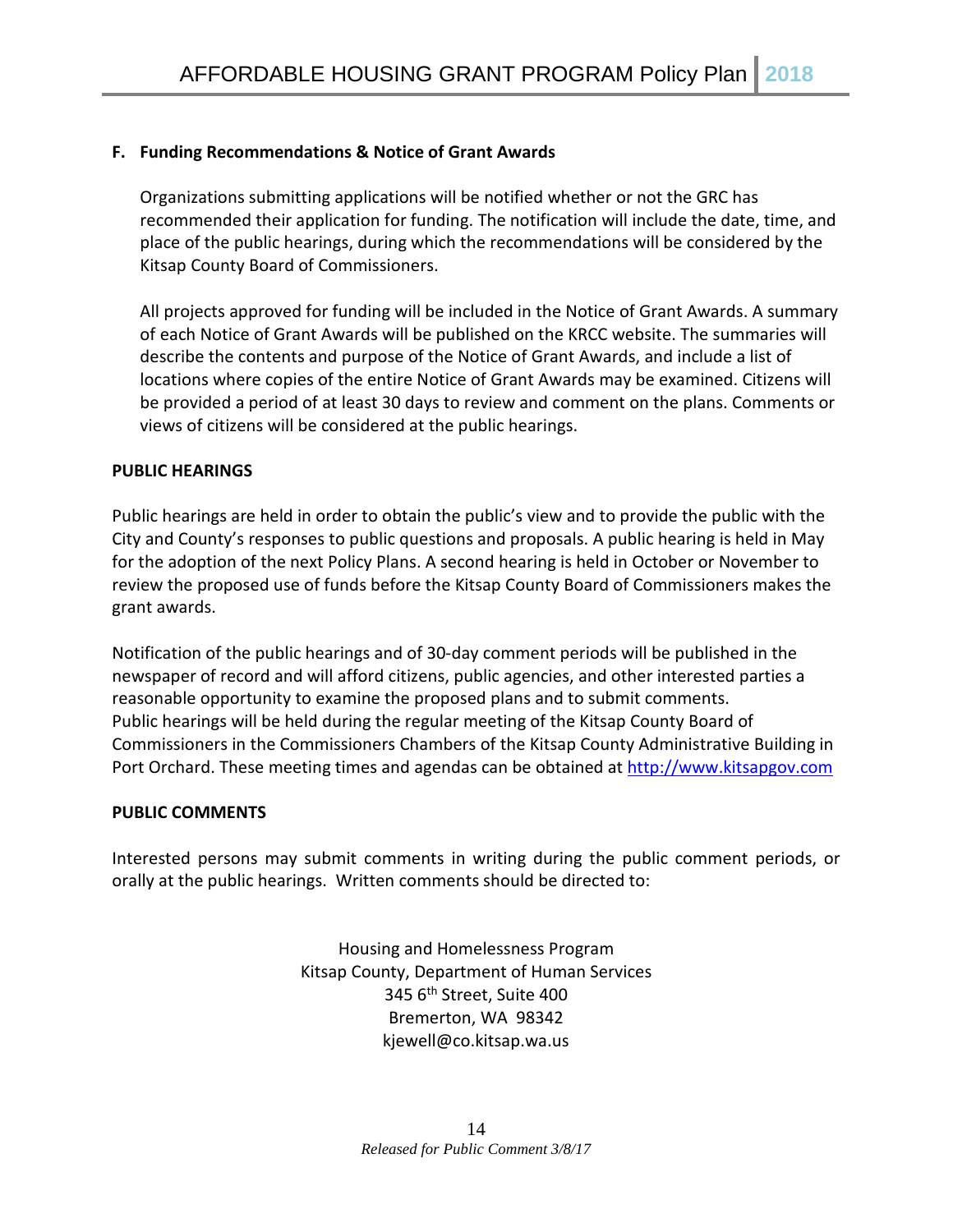### F. Funding Recommendations & Notice of Grant Awards

Organizations submitting applications will be notified whether or not the GRC has recommended their application for funding. The notification will include the date, time, and place of the public hearings, during which the recommendations will be considered by the Kitsap County Board of Commissioners.

All projects approved for funding will be included in the Notice of Grant Awards. A summary of each Notice of Grant Awards will be published on the KRCC website. The summaries will describe the contents and purpose of the Notice of Grant Awards, and include a list of locations where copies of the entire Notice of Grant Awards may be examined. Citizens will be provided a period of at least 30 days to review and comment on the plans. Comments or views of citizens will be considered at the public hearings.

**PUBLIC HEARINGS**

Public hearings are held in order to obtain the public's view and to provide the public with the City and County's responses to public questions and proposals. A public hearing is held in May for the adoption of the next Policy Plans. A second hearing is held in October or November to review the proposed use of funds before the Kitsap County Board of Commissioners makes the grant awards.

Notification of the public hearings and of 30-day comment periods will be published in the newspaper of record and will afford citizens, public agencies, and other interested parties a reasonable opportunity to examine the proposed plans and to submit comments. Public hearings will be held during the regular meeting of the Kitsap County Board of Commissioners in the Commissioners Chambers of the Kitsap County Administrative Building in Port Orchard. These meeting times and agendas can be obtained at [http://www.kitsapgov.com](http://www.kitsapgov.com)

**PUBLIC COMMENTS**

Interested persons may submit comments in writing during the public comment periods, or orally at the public hearings. Written comments should be directed to:

Housing and Homelessness Program
Kitsap County, Department of Human Services
345 6th Street, Suite 400
Bremerton, WA 98342
kjewell@co.kitsap.wa.us

*Released for Public Comment 3/8/17*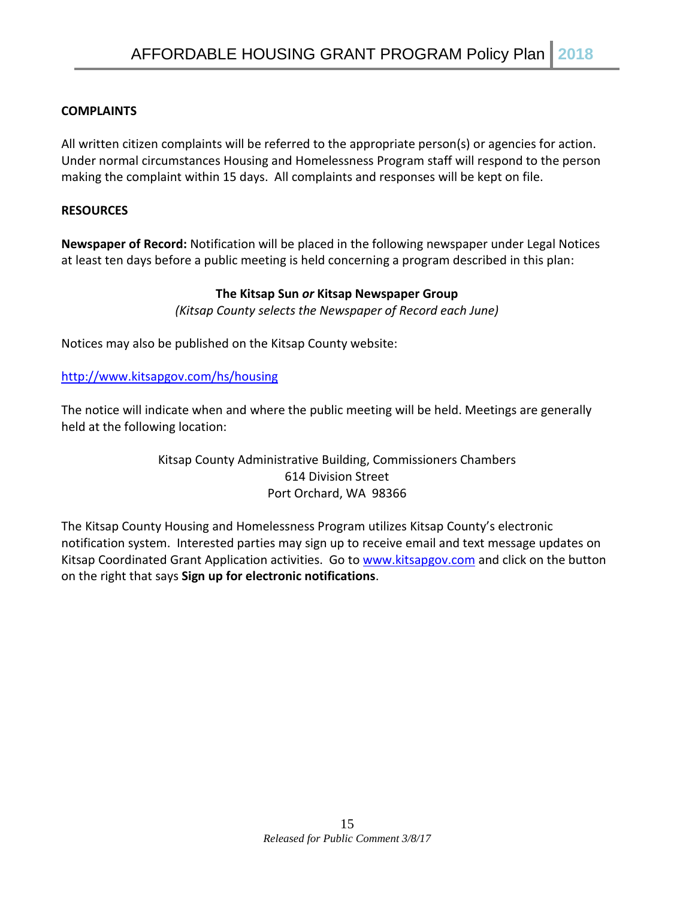**COMPLAINTS**

All written citizen complaints will be referred to the appropriate person(s) or agencies for action. Under normal circumstances Housing and Homelessness Program staff will respond to the person making the complaint within 15 days. All complaints and responses will be kept on file.

**RESOURCES**

**Newspaper of Record:** Notification will be placed in the following newspaper under Legal Notices at least ten days before a public meeting is held concerning a program described in this plan:

**The Kitsap Sun *or* Kitsap Newspaper Group**
*(Kitsap County selects the Newspaper of Record each June)*

Notices may also be published on the Kitsap County website:

http://www.kitsapgov.com/hs/housing

The notice will indicate when and where the public meeting will be held. Meetings are generally held at the following location:

Kitsap County Administrative Building, Commissioners Chambers
614 Division Street
Port Orchard, WA 98366

The Kitsap County Housing and Homelessness Program utilizes Kitsap County's electronic notification system. Interested parties may sign up to receive email and text message updates on Kitsap Coordinated Grant Application activities. Go to www.kitsapgov.com and click on the button on the right that says **Sign up for electronic notifications**.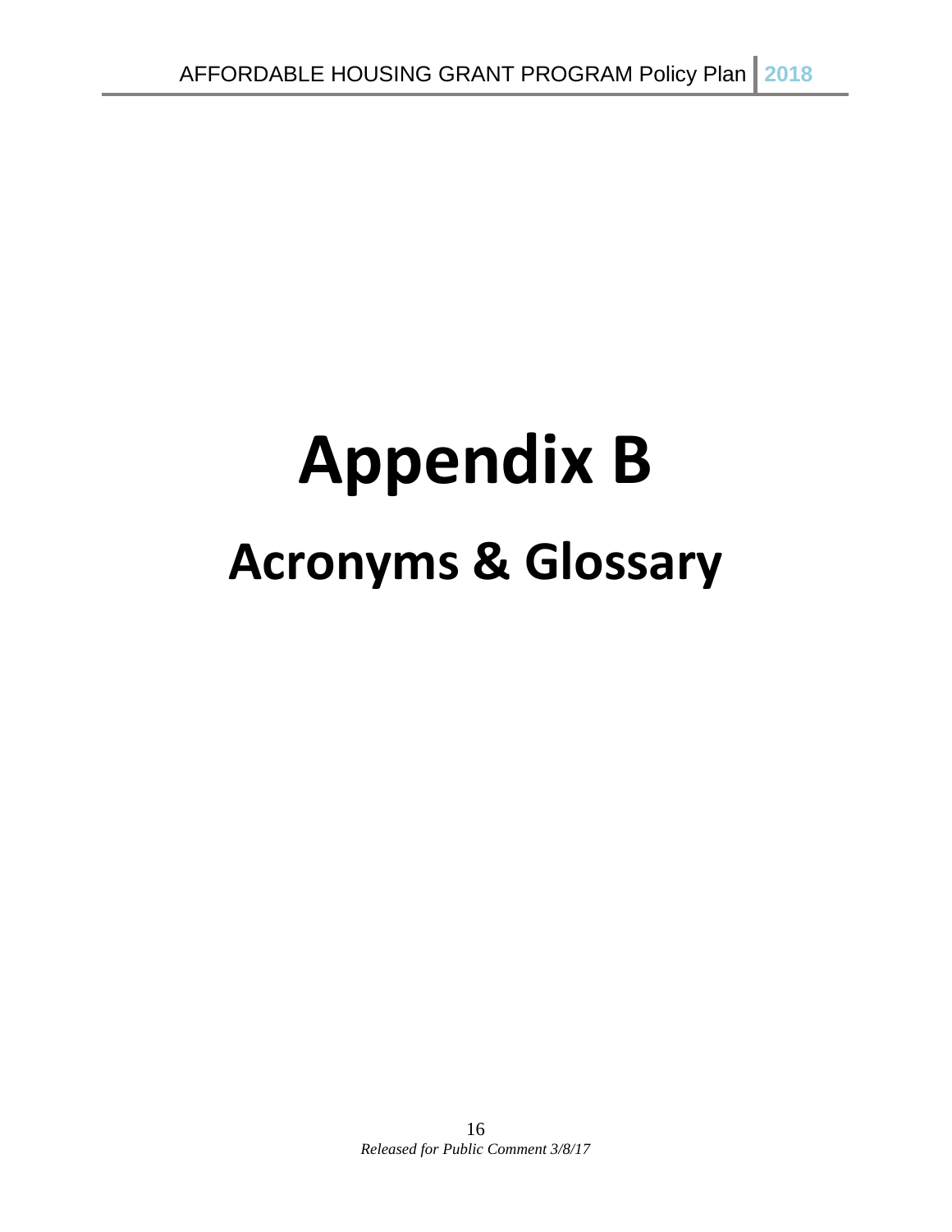# Appendix B

## Acronyms & Glossary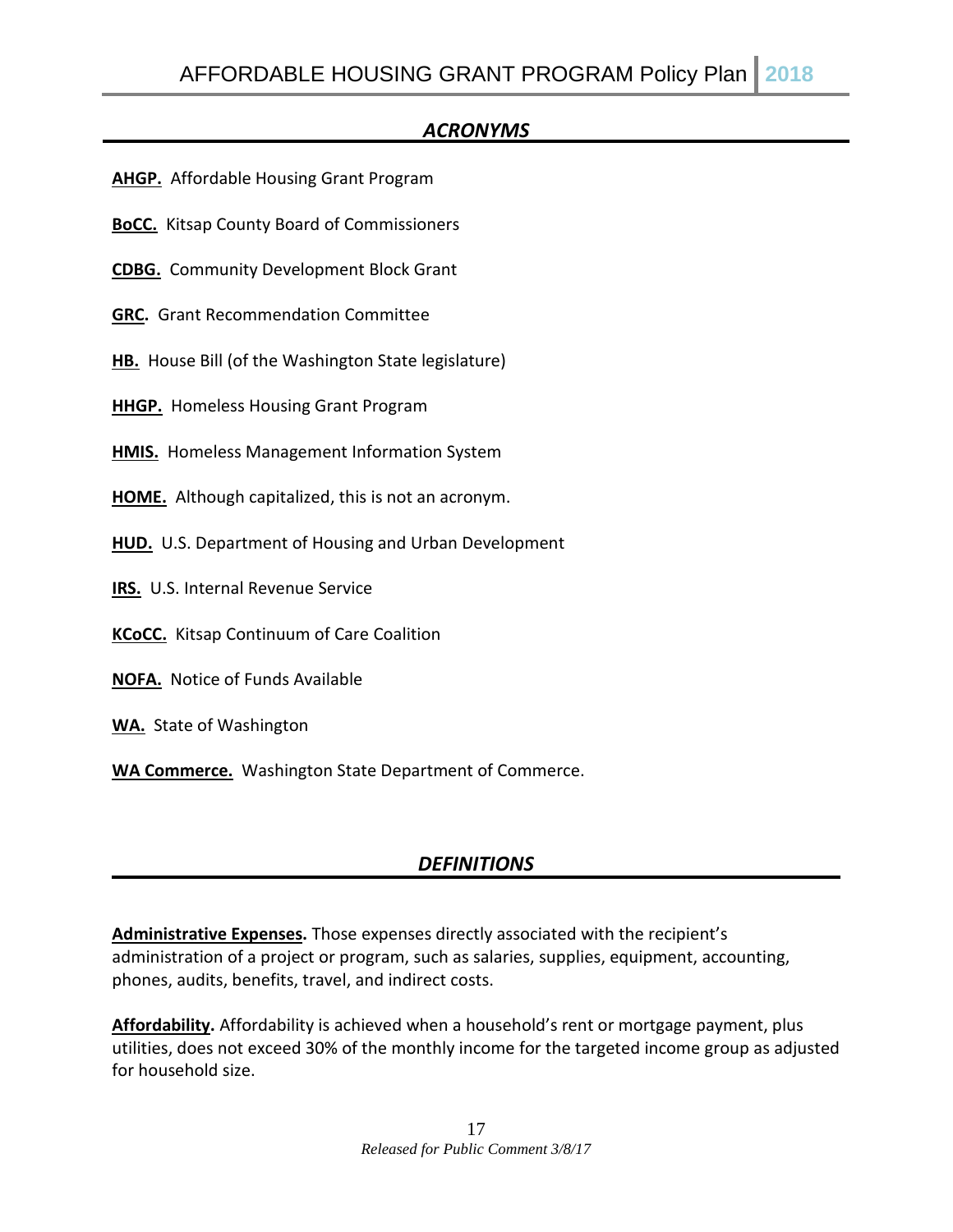## *ACRONYMS*

**AHGP.** Affordable Housing Grant Program

**BoCC.** Kitsap County Board of Commissioners

**CDBG.** Community Development Block Grant

**GRC.** Grant Recommendation Committee

**HB.** House Bill (of the Washington State legislature)

**HHGP.** Homeless Housing Grant Program

**HMIS.** Homeless Management Information System

**HOME.** Although capitalized, this is not an acronym.

**HUD.** U.S. Department of Housing and Urban Development

**IRS.** U.S. Internal Revenue Service

**KCoCC.** Kitsap Continuum of Care Coalition

**NOFA.** Notice of Funds Available

**WA.** State of Washington

**WA Commerce.** Washington State Department of Commerce.

## *DEFINITIONS*

**Administrative Expenses.** Those expenses directly associated with the recipient's administration of a project or program, such as salaries, supplies, equipment, accounting, phones, audits, benefits, travel, and indirect costs.

**Affordability.** Affordability is achieved when a household's rent or mortgage payment, plus utilities, does not exceed 30% of the monthly income for the targeted income group as adjusted for household size.

*Released for Public Comment 3/8/17*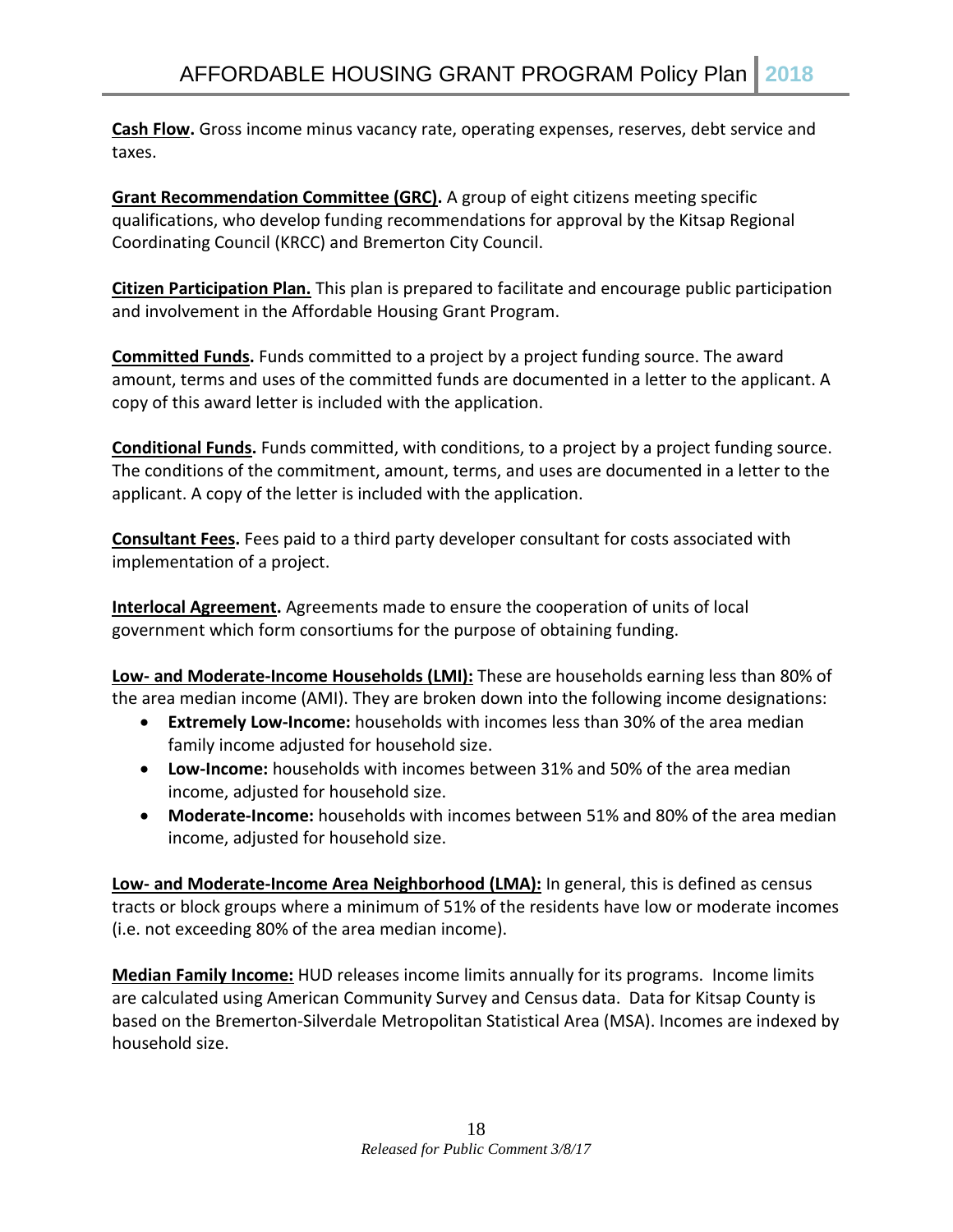**Cash Flow.** Gross income minus vacancy rate, operating expenses, reserves, debt service and taxes.

**Grant Recommendation Committee (GRC).** A group of eight citizens meeting specific qualifications, who develop funding recommendations for approval by the Kitsap Regional Coordinating Council (KRCC) and Bremerton City Council.

**Citizen Participation Plan.** This plan is prepared to facilitate and encourage public participation and involvement in the Affordable Housing Grant Program.

**Committed Funds.** Funds committed to a project by a project funding source. The award amount, terms and uses of the committed funds are documented in a letter to the applicant. A copy of this award letter is included with the application.

**Conditional Funds.** Funds committed, with conditions, to a project by a project funding source. The conditions of the commitment, amount, terms, and uses are documented in a letter to the applicant. A copy of the letter is included with the application.

**Consultant Fees.** Fees paid to a third party developer consultant for costs associated with implementation of a project.

**Interlocal Agreement.** Agreements made to ensure the cooperation of units of local government which form consortiums for the purpose of obtaining funding.

**Low- and Moderate-Income Households (LMI):** These are households earning less than 80% of the area median income (AMI). They are broken down into the following income designations:

- **Extremely Low-Income:** households with incomes less than 30% of the area median family income adjusted for household size.
- **Low-Income:** households with incomes between 31% and 50% of the area median income, adjusted for household size.
- **Moderate-Income:** households with incomes between 51% and 80% of the area median income, adjusted for household size.

**Low- and Moderate-Income Area Neighborhood (LMA):** In general, this is defined as census tracts or block groups where a minimum of 51% of the residents have low or moderate incomes (i.e. not exceeding 80% of the area median income).

**Median Family Income:** HUD releases income limits annually for its programs. Income limits are calculated using American Community Survey and Census data. Data for Kitsap County is based on the Bremerton-Silverdale Metropolitan Statistical Area (MSA). Incomes are indexed by household size.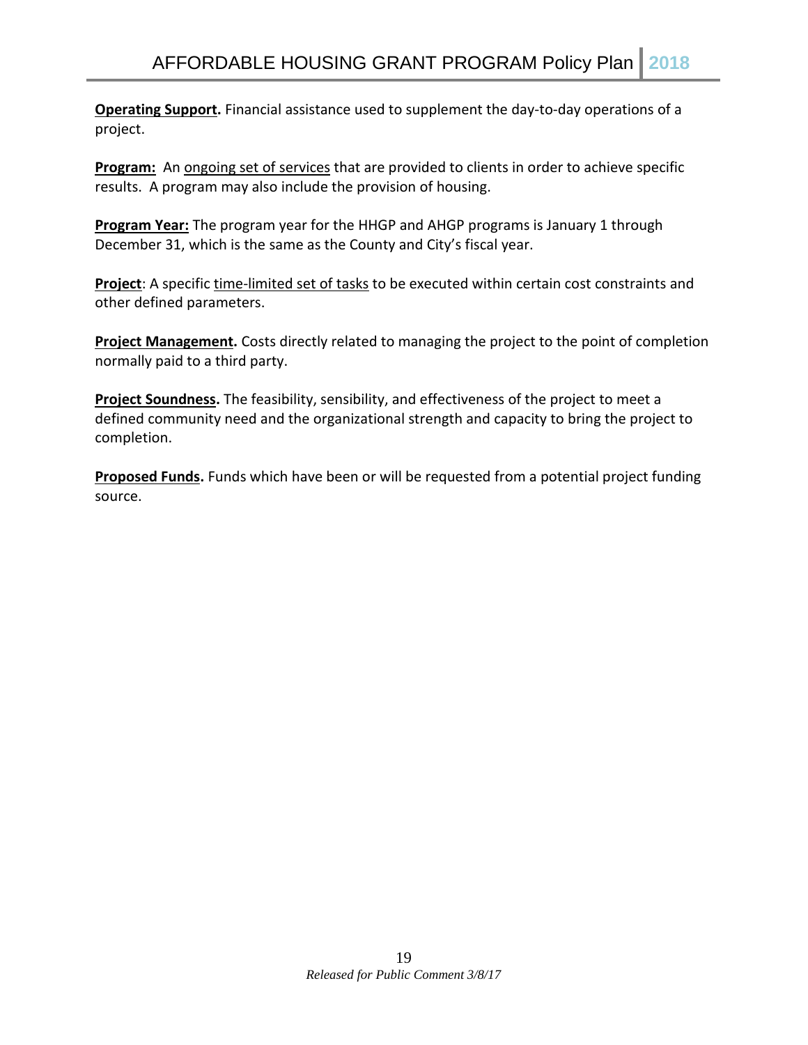**Operating Support.** Financial assistance used to supplement the day-to-day operations of a project.

**Program:** An ongoing set of services that are provided to clients in order to achieve specific results. A program may also include the provision of housing.

**Program Year:** The program year for the HHGP and AHGP programs is January 1 through December 31, which is the same as the County and City's fiscal year.

**Project**: A specific time-limited set of tasks to be executed within certain cost constraints and other defined parameters.

**Project Management.** Costs directly related to managing the project to the point of completion normally paid to a third party.

**Project Soundness.** The feasibility, sensibility, and effectiveness of the project to meet a defined community need and the organizational strength and capacity to bring the project to completion.

**Proposed Funds.** Funds which have been or will be requested from a potential project funding source.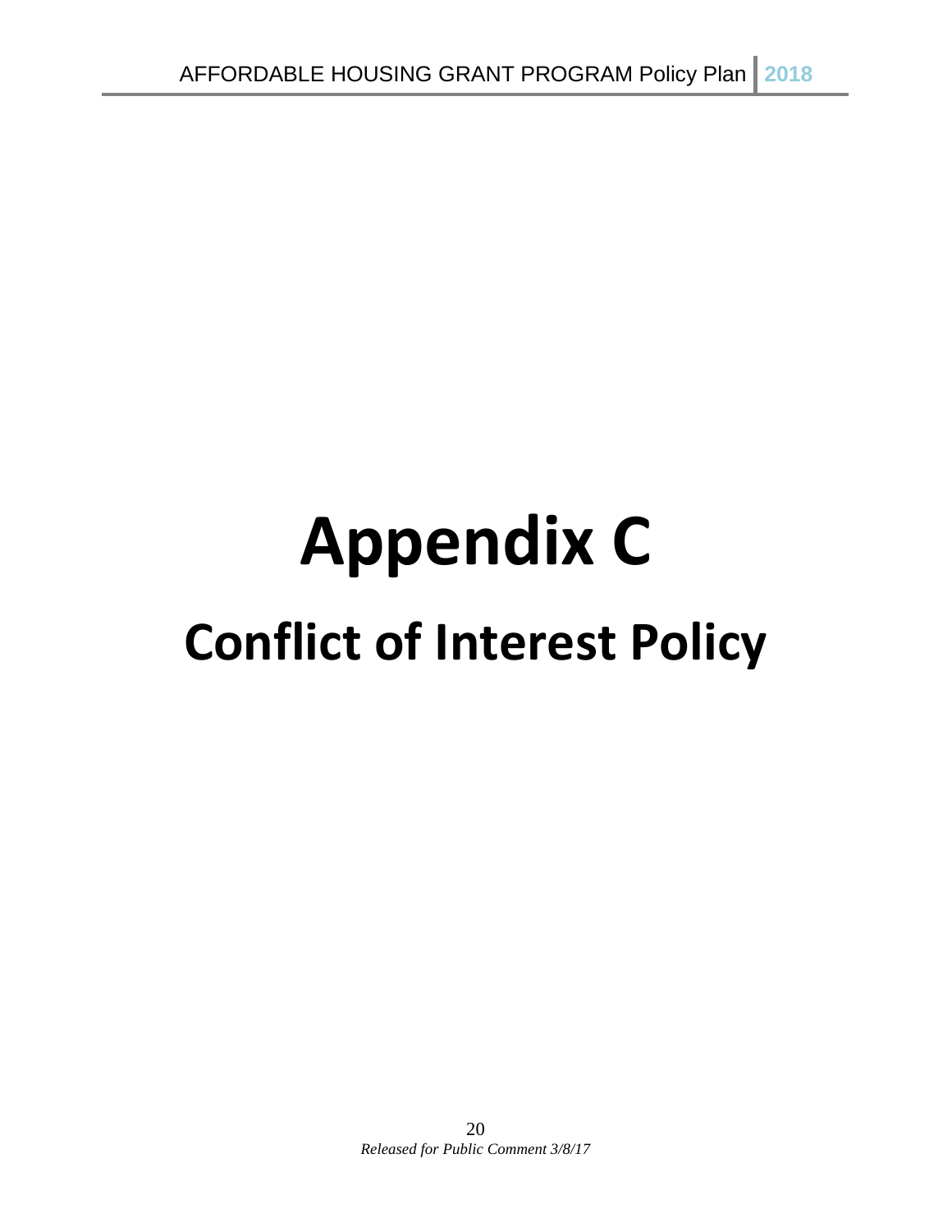# Appendix C

## Conflict of Interest Policy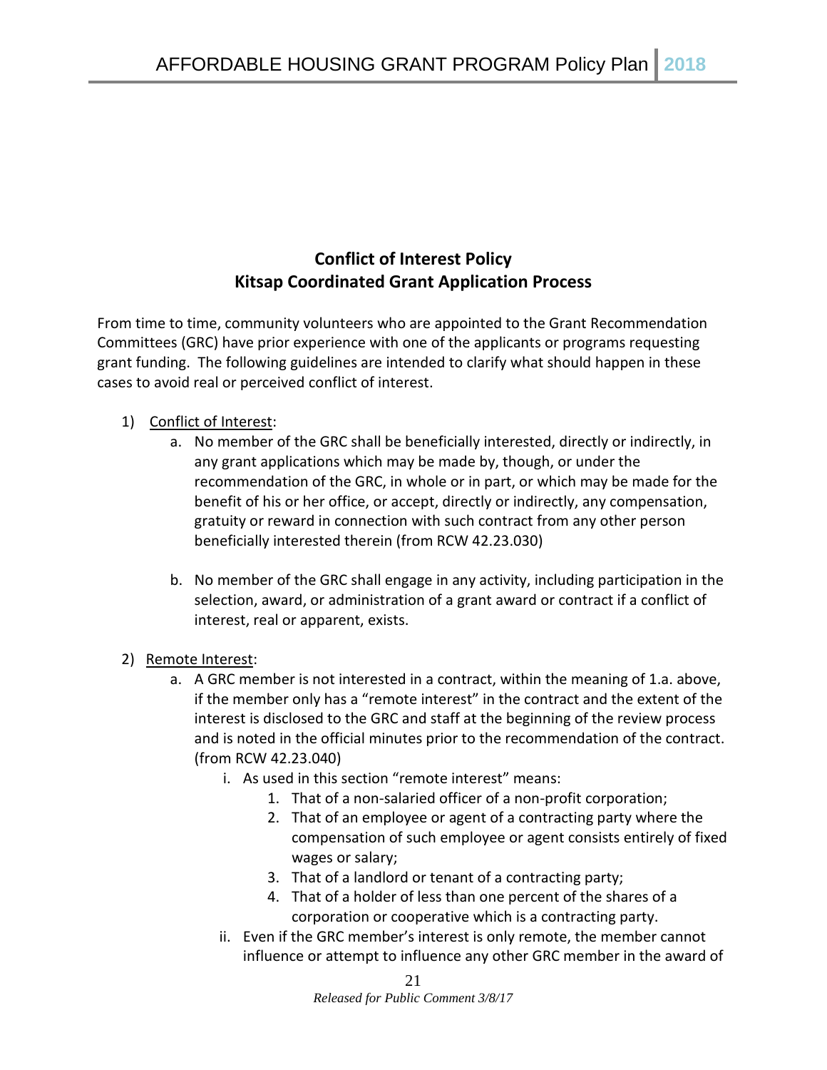## Conflict of Interest Policy
## Kitsap Coordinated Grant Application Process

From time to time, community volunteers who are appointed to the Grant Recommendation Committees (GRC) have prior experience with one of the applicants or programs requesting grant funding. The following guidelines are intended to clarify what should happen in these cases to avoid real or perceived conflict of interest.

1) Conflict of Interest:
   a. No member of the GRC shall be beneficially interested, directly or indirectly, in any grant applications which may be made by, though, or under the recommendation of the GRC, in whole or in part, or which may be made for the benefit of his or her office, or accept, directly or indirectly, any compensation, gratuity or reward in connection with such contract from any other person beneficially interested therein (from RCW 42.23.030)

   b. No member of the GRC shall engage in any activity, including participation in the selection, award, or administration of a grant award or contract if a conflict of interest, real or apparent, exists.

2) Remote Interest:
   a. A GRC member is not interested in a contract, within the meaning of 1.a. above, if the member only has a "remote interest" in the contract and the extent of the interest is disclosed to the GRC and staff at the beginning of the review process and is noted in the official minutes prior to the recommendation of the contract. (from RCW 42.23.040)
      i. As used in this section "remote interest" means:
         1. That of a non-salaried officer of a non-profit corporation;
         2. That of an employee or agent of a contracting party where the compensation of such employee or agent consists entirely of fixed wages or salary;
         3. That of a landlord or tenant of a contracting party;
         4. That of a holder of less than one percent of the shares of a corporation or cooperative which is a contracting party.
      ii. Even if the GRC member's interest is only remote, the member cannot influence or attempt to influence any other GRC member in the award of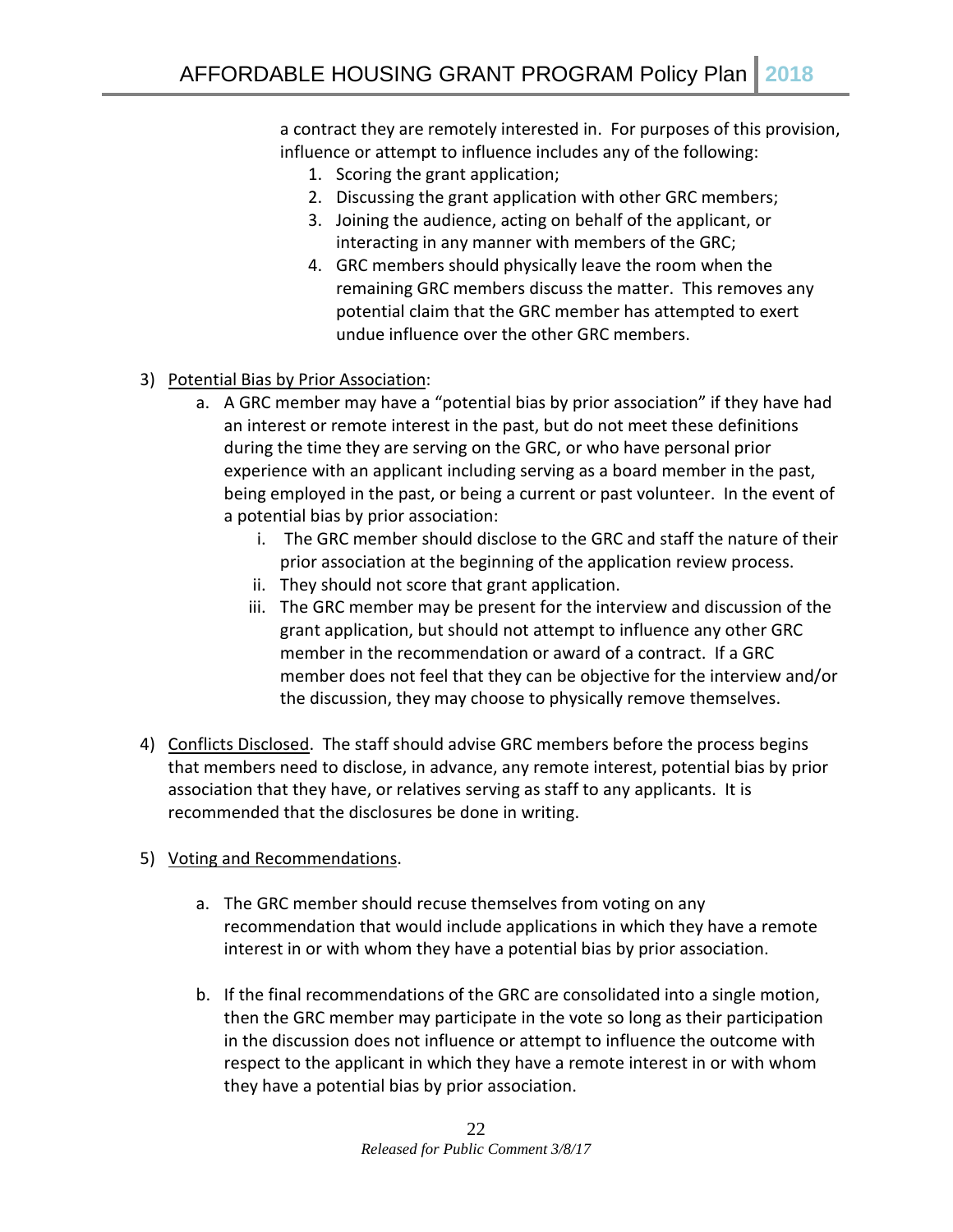a contract they are remotely interested in. For purposes of this provision, influence or attempt to influence includes any of the following:

1. Scoring the grant application;
2. Discussing the grant application with other GRC members;
3. Joining the audience, acting on behalf of the applicant, or interacting in any manner with members of the GRC;
4. GRC members should physically leave the room when the remaining GRC members discuss the matter. This removes any potential claim that the GRC member has attempted to exert undue influence over the other GRC members.

3) Potential Bias by Prior Association:

   a. A GRC member may have a "potential bias by prior association" if they have had an interest or remote interest in the past, but do not meet these definitions during the time they are serving on the GRC, or who have personal prior experience with an applicant including serving as a board member in the past, being employed in the past, or being a current or past volunteer. In the event of a potential bias by prior association:

      i. The GRC member should disclose to the GRC and staff the nature of their prior association at the beginning of the application review process.

      ii. They should not score that grant application.

      iii. The GRC member may be present for the interview and discussion of the grant application, but should not attempt to influence any other GRC member in the recommendation or award of a contract. If a GRC member does not feel that they can be objective for the interview and/or the discussion, they may choose to physically remove themselves.

4) Conflicts Disclosed. The staff should advise GRC members before the process begins that members need to disclose, in advance, any remote interest, potential bias by prior association that they have, or relatives serving as staff to any applicants. It is recommended that the disclosures be done in writing.

5) Voting and Recommendations.

   a. The GRC member should recuse themselves from voting on any recommendation that would include applications in which they have a remote interest in or with whom they have a potential bias by prior association.

   b. If the final recommendations of the GRC are consolidated into a single motion, then the GRC member may participate in the vote so long as their participation in the discussion does not influence or attempt to influence the outcome with respect to the applicant in which they have a remote interest in or with whom they have a potential bias by prior association.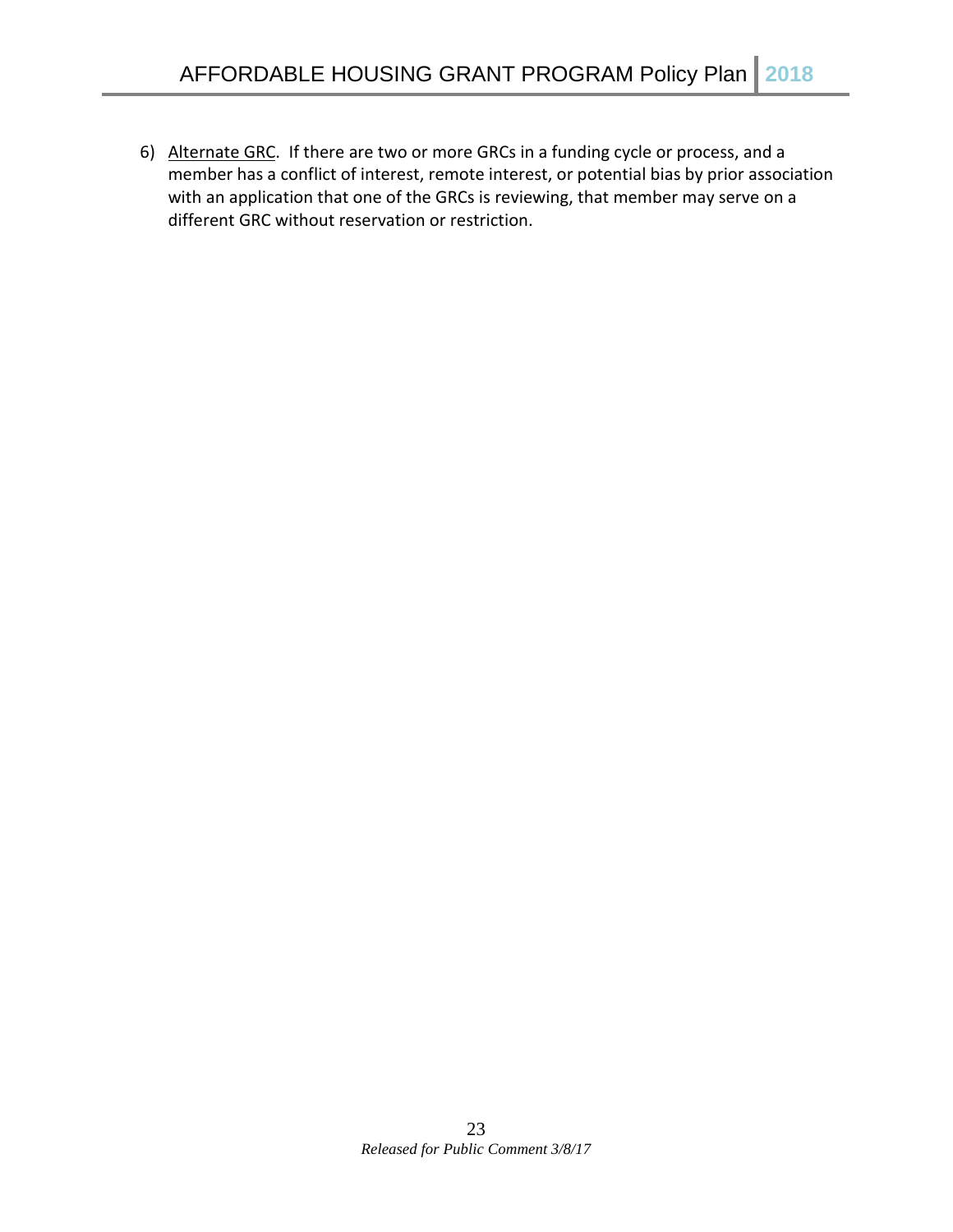6) Alternate GRC. If there are two or more GRCs in a funding cycle or process, and a member has a conflict of interest, remote interest, or potential bias by prior association with an application that one of the GRCs is reviewing, that member may serve on a different GRC without reservation or restriction.